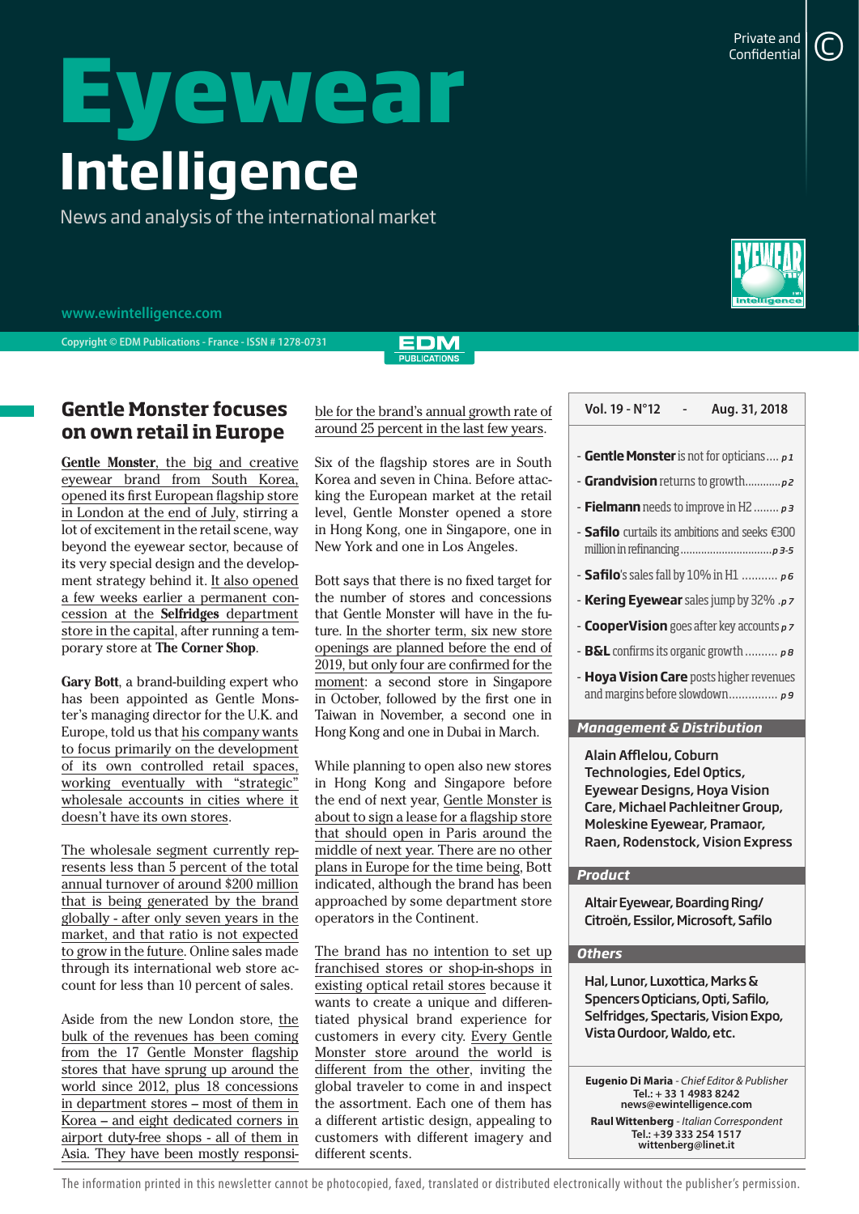# Eyewear Intelligence

News and analysis of the international market

www.ewintelligence.com

Copyright © EDM Publications - France - ISSN # 1278-0731

Private and Confidential

## Gentle Monster focuses on own retail in Europe

Gentle Monster, the big and creative eyewear brand from South Korea, opened its first European flagship store in London at the end of July, stirring a lot of excitement in the retail scene, way beyond the eyewear sector, because of its very special design and the development strategy behind it. It also opened a few weeks earlier a permanent concession at the **Selfridges** department store in the capital, after running a temporary store at **The Corner Shop**.

**Gary Bott**, a brand-building expert who has been appointed as Gentle Monster's managing director for the U.K. and Europe, told us that his company wants to focus primarily on the development of its own controlled retail spaces, working eventually with "strategic" wholesale accounts in cities where it doesn't have its own stores.

The wholesale segment currently represents less than 5 percent of the total annual turnover of around $200 million that is being generated by the brand globally - after only seven years in the market, and that ratio is not expected to grow in the future. Online sales made through its international web store account for less than 10 percent of sales.

Aside from the new London store, the bulk of the revenues has been coming from the 17 Gentle Monster flagship stores that have sprung up around the world since 2012, plus 18 concessions in department stores – most of them in Korea – and eight dedicated corners in airport duty-free shops - all of them in Asia. They have been mostly responsible for the brand's annual growth rate of around 25 percent in the last few years.

Six of the flagship stores are in South Korea and seven in China. Before attacking the European market at the retail level, Gentle Monster opened a store in Hong Kong, one in Singapore, one in New York and one in Los Angeles.

Bott says that there is no fixed target for the number of stores and concessions that Gentle Monster will have in the future. In the shorter term, six new store openings are planned before the end of 2019, but only four are confirmed for the moment: a second store in Singapore in October, followed by the first one in Taiwan in November, a second one in Hong Kong and one in Dubai in March.

While planning to open also new stores in Hong Kong and Singapore before the end of next year, Gentle Monster is about to sign a lease for a flagship store that should open in Paris around the middle of next year. There are no other plans in Europe for the time being, Bott indicated, although the brand has been approached by some department store operators in the Continent.

The brand has no intention to set up franchised stores or shop-in-shops in existing optical retail stores because it wants to create a unique and differentiated physical brand experience for customers in every city. Every Gentle Monster store around the world is different from the other, inviting the global traveler to come in and inspect the assortment. Each one of them has a different artistic design, appealing to customers with different imagery and different scenes.

---

**Vol. 19 - N°12 - Aug. 31, 2018**

- **Gentle Monster** is not for opticians .... *p 1*
- **Grandvision** returns to growth............ *p 2*
- **Fielmann** needs to improve in H2 ........ *p 3*
- **Safilo** curtails its ambitions and seeks €300 million in refinancing.............................. *p 3-5*
- **Safilo**'s sales fall by 10% in H1 ........... *p 6*
- **Kering Eyewear** sales jump by 32% . *p 7*
- **CooperVision** goes after key accounts *p 7*
- **B&L** confirms its organic growth .......... *p 8*
- **Hoya Vision Care** posts higher revenues and margins before slowdown............... *p 9*

### Management & Distribution

Alain Afflelou, Coburn Technologies, Edel Optics, Eyewear Designs, Hoya Vision Care, Michael Pachleitner Group, Moleskine Eyewear, Pramaor, Raen, Rodenstock, Vision Express

### Product

Altair Eyewear, Boarding Ring/ Citroën, Essilor, Microsoft, Safilo

### Others

Hal, Lunor, Luxottica, Marks & Spencers Opticians, Opti, Safilo, Selfridges, Spectaris, Vision Expo, Vista Ourdoor, Waldo, etc.

**Eugenio Di Maria** - *Chief Editor & Publisher*
Tel.: + 33 1 4983 8242
news@ewintelligence.com

**Raul Wittenberg** - *Italian Correspondent*
Tel.: +39 333 254 1517
wittenberg@linet.it

---

The information printed in this newsletter cannot be photocopied, faxed, translated or distributed electronically without the publisher's permission.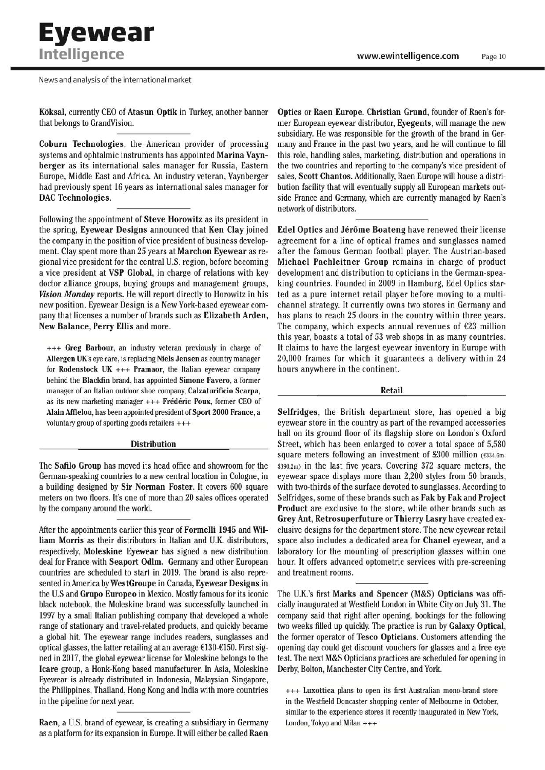Köksal, currently CEO of **Atasun Optik** in Turkey, another banner that belongs to GrandVision.

**Coburn Technologies**, the American provider of processing systems and ophtalmic instruments has appointed **Marina Vaynberger** as its international sales manager for Russia, Eastern Europe, Middle East and Africa. An industry veteran, Vaynberger had previously spent 16 years as international sales manager for **DAC Technologies**.

Following the appointment of **Steve Horowitz** as its president in the spring, **Eyewear Designs** announced that **Ken Clay** joined the company in the position of vice president of business development. Clay spent more than 25 years at **Marchon Eyewear** as regional vice president for the central U.S. region, before becoming a vice president at **VSP Global**, in charge of relations with key doctor alliance groups, buying groups and management groups, ***Vision Monday*** reports. He will report directly to Horowitz in his new position. Eyewear Design is a New York-based eyewear company that licenses a number of brands such as **Elizabeth Arden**, **New Balance**, **Perry Ellis** and more.

+++ **Greg Barbour**, an industry veteran previously in charge of **Allergen UK**'s eye care, is replacing **Niels Jensen** as country manager for **Rodenstock UK** +++ **Pramaor**, the Italian eyewear company behind the **Blackfin** brand, has appointed **Simone Favero**, a former manager of an Italian outdoor shoe company, **Calzaturificio Scarpa**, as its new marketing manager +++ **Frédéric Poux**, former CEO of **Alain Afflelou**, has been appointed president of **Sport 2000 France**, a voluntary group of sporting goods retailers +++

## Distribution

The **Safilo Group** has moved its head office and showroom for the German-speaking countries to a new central location in Cologne, in a building designed by **Sir Norman Foster**. It covers 600 square meters on two floors. It's one of more than 20 sales offices operated by the company around the world.

After the appointments earlier this year of **Formelli 1945** and **William Morris** as their distributors in Italian and U.K. distributors, respectively, **Moleskine Eyewear** has signed a new distribution deal for France with **Seaport Odlm.** Germany and other European countries are scheduled to start in 2019. The brand is also represented in America by **WestGroupe** in Canada, **Eyewear Designs** in the U.S and **Grupo Europeo** in Mexico. Mostly famous for its iconic black notebook, the Moleskine brand was successfully launched in 1997 by a small Italian publishing company that developed a whole range of stationary and travel-related products, and quickly became a global hit. The eyewear range includes readers, sunglasses and optical glasses, the latter retailing at an average €130-€150. First signed in 2017, the global eyewear license for Moleskine belongs to the **Icare** group, a Honk-Kong based manufacturer. In Asia, Moleskine Eyewear is already distributed in Indonesia, Malaysian Singapore, the Philippines, Thailand, Hong Kong and India with more countries in the pipeline for next year.

**Raen**, a U.S. brand of eyewear, is creating a subsidiary in Germany as a platform for its expansion in Europe. It will either be called **Raen Optics** or **Raen Europe**. **Christian Grund**, founder of Raen's former European eyewear distributor, **Eyegents**, will manage the new subsidiary. He was responsible for the growth of the brand in Germany and France in the past two years, and he will continue to fill this role, handling sales, marketing, distribution and operations in the two countries and reporting to the company's vice president of sales, **Scott Chantos**. Additionally, Raen Europe will house a distribution facility that will eventually supply all European markets outside France and Germany, which are currently managed by Raen's network of distributors.

**Edel Optics** and **Jérôme Boateng** have renewed their license agreement for a line of optical frames and sunglasses named after the famous German football player. The Austrian-based **Michael Pachleitner Group** remains in charge of product development and distribution to opticians in the German-speaking countries. Founded in 2009 in Hamburg, Edel Optics started as a pure internet retail player before moving to a multichannel strategy. It currently owns two stores in Germany and has plans to reach 25 doors in the country within three years. The company, which expects annual revenues of €23 million this year, boasts a total of 53 web shops in as many countries. It claims to have the largest eyewear inventory in Europe with 20,000 frames for which it guarantees a delivery within 24 hours anywhere in the continent.

## Retail

**Selfridges**, the British department store, has opened a big eyewear store in the country as part of the revamped accessories hall on its ground floor of its flagship store on London's Oxford Street, which has been enlarged to cover a total space of 5,580 square meters following an investment of £300 million (€334.6m-$390.2m) in the last five years. Covering 372 square meters, the eyewear space displays more than 2,200 styles from 50 brands, with two-thirds of the surface devoted to sunglasses. According to Selfridges, some of these brands such as **Fak by Fak** and **Project Product** are exclusive to the store, while other brands such as **Grey Ant**, **Retrosuperfuture** or **Thierry Lasry** have created exclusive designs for the department store. The new eyewear retail space also includes a dedicated area for **Chanel** eyewear, and a laboratory for the mounting of prescription glasses within one hour. It offers advanced optometric services with pre-screening and treatment rooms.

The U.K.'s first **Marks and Spencer (M&S) Opticians** was officially inaugurated at Westfield London in White City on July 31. The company said that right after opening, bookings for the following two weeks filled up quickly. The practice is run by **Galaxy Optical**, the former operator of **Tesco Opticians**. Customers attending the opening day could get discount vouchers for glasses and a free eye test. The next M&S Opticians practices are scheduled for opening in Derby, Bolton, Manchester City Centre, and York.

+++ **Luxottica** plans to open its first Australian mono-brand store in the Westfield Doncaster shopping center of Melbourne in October, similar to the experience stores it recently inaugurated in New York, London, Tokyo and Milan +++